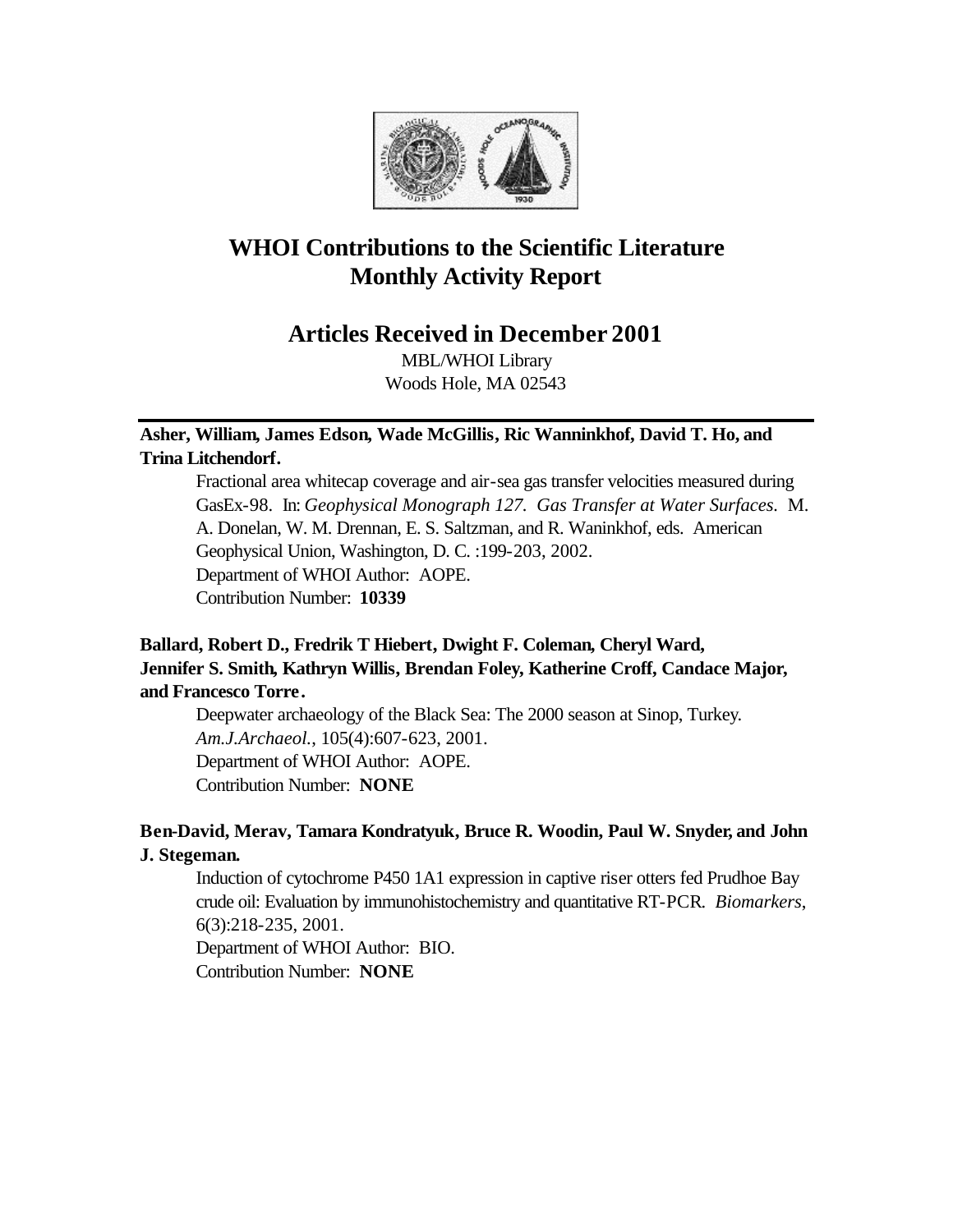# WHOI Contributions to the Scientific Literature Monthly Activity Report

## Articles Received in December 2001

MBL/WHOI Library
Woods Hole, MA 02543

---

**Asher, William, James Edson, Wade McGillis, Ric Wanninkhof, David T. Ho, and Trina Litchendorf.**

Fractional area whitecap coverage and air-sea gas transfer velocities measured during GasEx-98. In: *Geophysical Monograph 127. Gas Transfer at Water Surfaces.* M. A. Donelan, W. M. Drennan, E. S. Saltzman, and R. Waninkhof, eds. American Geophysical Union, Washington, D. C. :199-203, 2002.
Department of WHOI Author: AOPE.
Contribution Number: **10339**

**Ballard, Robert D., Fredrik T Hiebert, Dwight F. Coleman, Cheryl Ward, Jennifer S. Smith, Kathryn Willis, Brendan Foley, Katherine Croff, Candace Major, and Francesco Torre.**

Deepwater archaeology of the Black Sea: The 2000 season at Sinop, Turkey. *Am.J.Archaeol.*, 105(4):607-623, 2001.
Department of WHOI Author: AOPE.
Contribution Number: **NONE**

**Ben-David, Merav, Tamara Kondratyuk, Bruce R. Woodin, Paul W. Snyder, and John J. Stegeman.**

Induction of cytochrome P450 1A1 expression in captive riser otters fed Prudhoe Bay crude oil: Evaluation by immunohistochemistry and quantitative RT-PCR. *Biomarkers*, 6(3):218-235, 2001.
Department of WHOI Author: BIO.
Contribution Number: **NONE**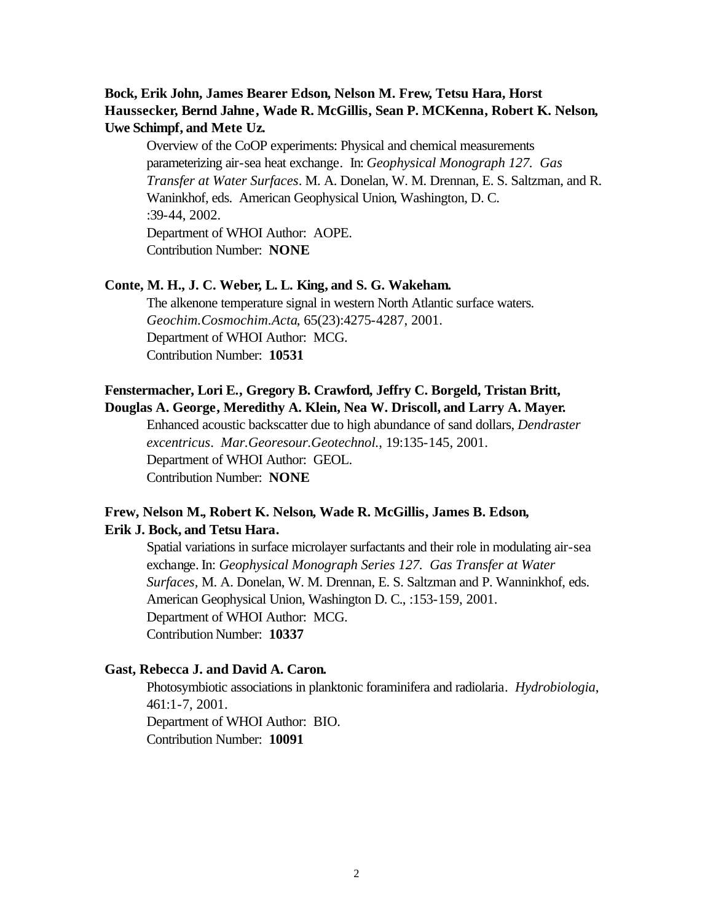**Bock, Erik John, James Bearer Edson, Nelson M. Frew, Tetsu Hara, Horst Haussecker, Bernd Jahne, Wade R. McGillis, Sean P. MCKenna, Robert K. Nelson, Uwe Schimpf, and Mete Uz.**

Overview of the CoOP experiments: Physical and chemical measurements parameterizing air-sea heat exchange. In: *Geophysical Monograph 127. Gas Transfer at Water Surfaces*. M. A. Donelan, W. M. Drennan, E. S. Saltzman, and R. Waninkhof, eds. American Geophysical Union, Washington, D. C. :39-44, 2002.
Department of WHOI Author: AOPE.
Contribution Number: **NONE**

**Conte, M. H., J. C. Weber, L. L. King, and S. G. Wakeham.**

The alkenone temperature signal in western North Atlantic surface waters. *Geochim.Cosmochim.Acta*, 65(23):4275-4287, 2001.
Department of WHOI Author: MCG.
Contribution Number: **10531**

**Fenstermacher, Lori E., Gregory B. Crawford, Jeffry C. Borgeld, Tristan Britt, Douglas A. George, Meredithy A. Klein, Nea W. Driscoll, and Larry A. Mayer.**

Enhanced acoustic backscatter due to high abundance of sand dollars, *Dendraster excentricus*. *Mar.Georesour.Geotechnol.*, 19:135-145, 2001.
Department of WHOI Author: GEOL.
Contribution Number: **NONE**

**Frew, Nelson M., Robert K. Nelson, Wade R. McGillis, James B. Edson, Erik J. Bock, and Tetsu Hara.**

Spatial variations in surface microlayer surfactants and their role in modulating air-sea exchange. In: *Geophysical Monograph Series 127. Gas Transfer at Water Surfaces*, M. A. Donelan, W. M. Drennan, E. S. Saltzman and P. Wanninkhof, eds. American Geophysical Union, Washington D. C., :153-159, 2001.
Department of WHOI Author: MCG.
Contribution Number: **10337**

**Gast, Rebecca J. and David A. Caron.**

Photosymbiotic associations in planktonic foraminifera and radiolaria. *Hydrobiologia*, 461:1-7, 2001.
Department of WHOI Author: BIO.
Contribution Number: **10091**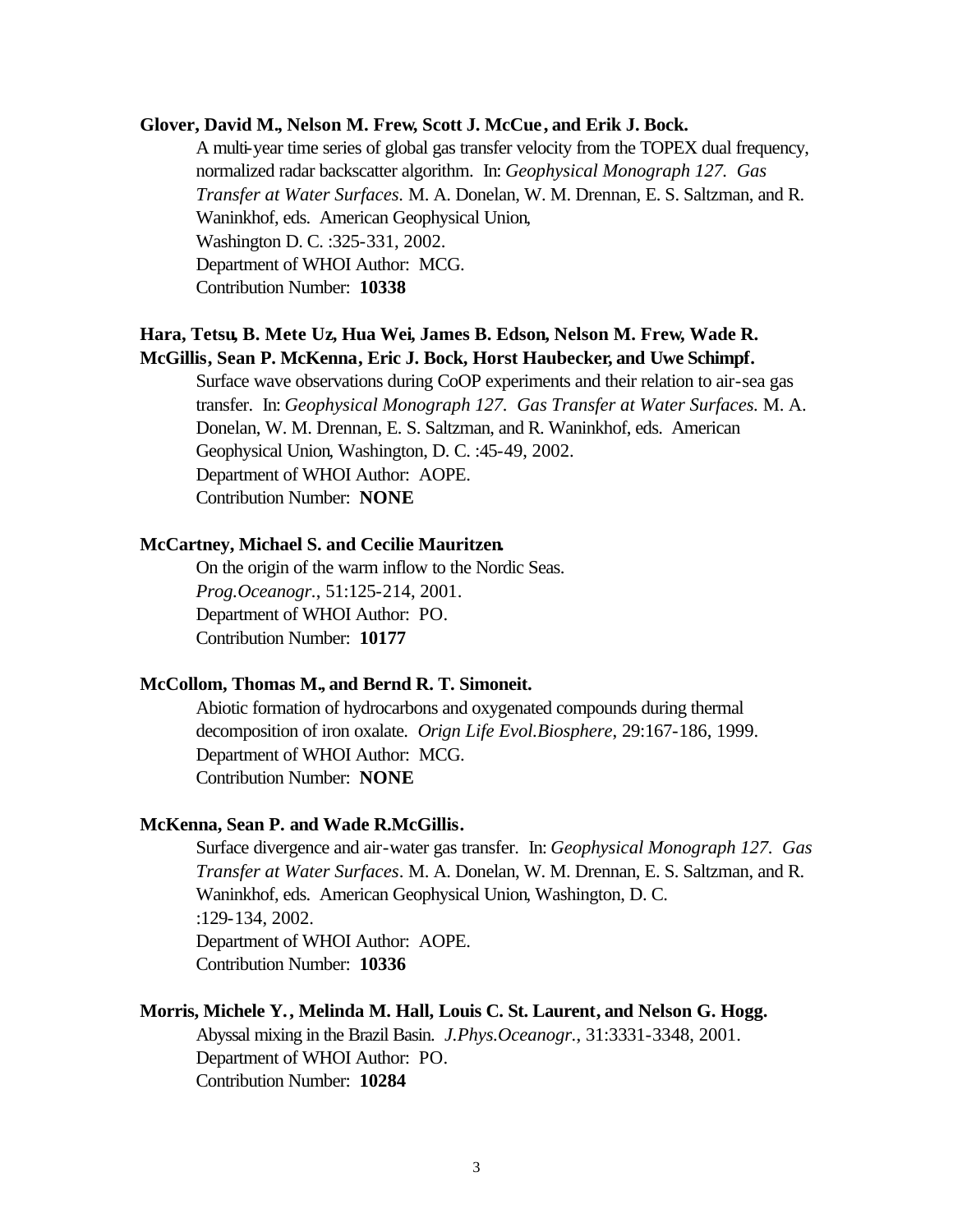**Glover, David M., Nelson M. Frew, Scott J. McCue, and Erik J. Bock.**

A multi-year time series of global gas transfer velocity from the TOPEX dual frequency, normalized radar backscatter algorithm. In: *Geophysical Monograph 127. Gas Transfer at Water Surfaces*. M. A. Donelan, W. M. Drennan, E. S. Saltzman, and R. Waninkhof, eds. American Geophysical Union, Washington D. C. :325-331, 2002.
Department of WHOI Author: MCG.
Contribution Number: **10338**

**Hara, Tetsu, B. Mete Uz, Hua Wei, James B. Edson, Nelson M. Frew, Wade R. McGillis, Sean P. McKenna, Eric J. Bock, Horst Haubecker, and Uwe Schimpf.**

Surface wave observations during CoOP experiments and their relation to air-sea gas transfer. In: *Geophysical Monograph 127. Gas Transfer at Water Surfaces.* M. A. Donelan, W. M. Drennan, E. S. Saltzman, and R. Waninkhof, eds. American Geophysical Union, Washington, D. C. :45-49, 2002.
Department of WHOI Author: AOPE.
Contribution Number: **NONE**

**McCartney, Michael S. and Cecilie Mauritzen.**

On the origin of the warm inflow to the Nordic Seas.
*Prog.Oceanogr.*, 51:125-214, 2001.
Department of WHOI Author: PO.
Contribution Number: **10177**

**McCollom, Thomas M., and Bernd R. T. Simoneit.**

Abiotic formation of hydrocarbons and oxygenated compounds during thermal decomposition of iron oxalate. *Orign Life Evol.Biosphere*, 29:167-186, 1999.
Department of WHOI Author: MCG.
Contribution Number: **NONE**

**McKenna, Sean P. and Wade R.McGillis.**

Surface divergence and air-water gas transfer. In: *Geophysical Monograph 127. Gas Transfer at Water Surfaces*. M. A. Donelan, W. M. Drennan, E. S. Saltzman, and R. Waninkhof, eds. American Geophysical Union, Washington, D. C. :129-134, 2002.
Department of WHOI Author: AOPE.
Contribution Number: **10336**

**Morris, Michele Y., Melinda M. Hall, Louis C. St. Laurent, and Nelson G. Hogg.**

Abyssal mixing in the Brazil Basin. *J.Phys.Oceanogr.*, 31:3331-3348, 2001.
Department of WHOI Author: PO.
Contribution Number: **10284**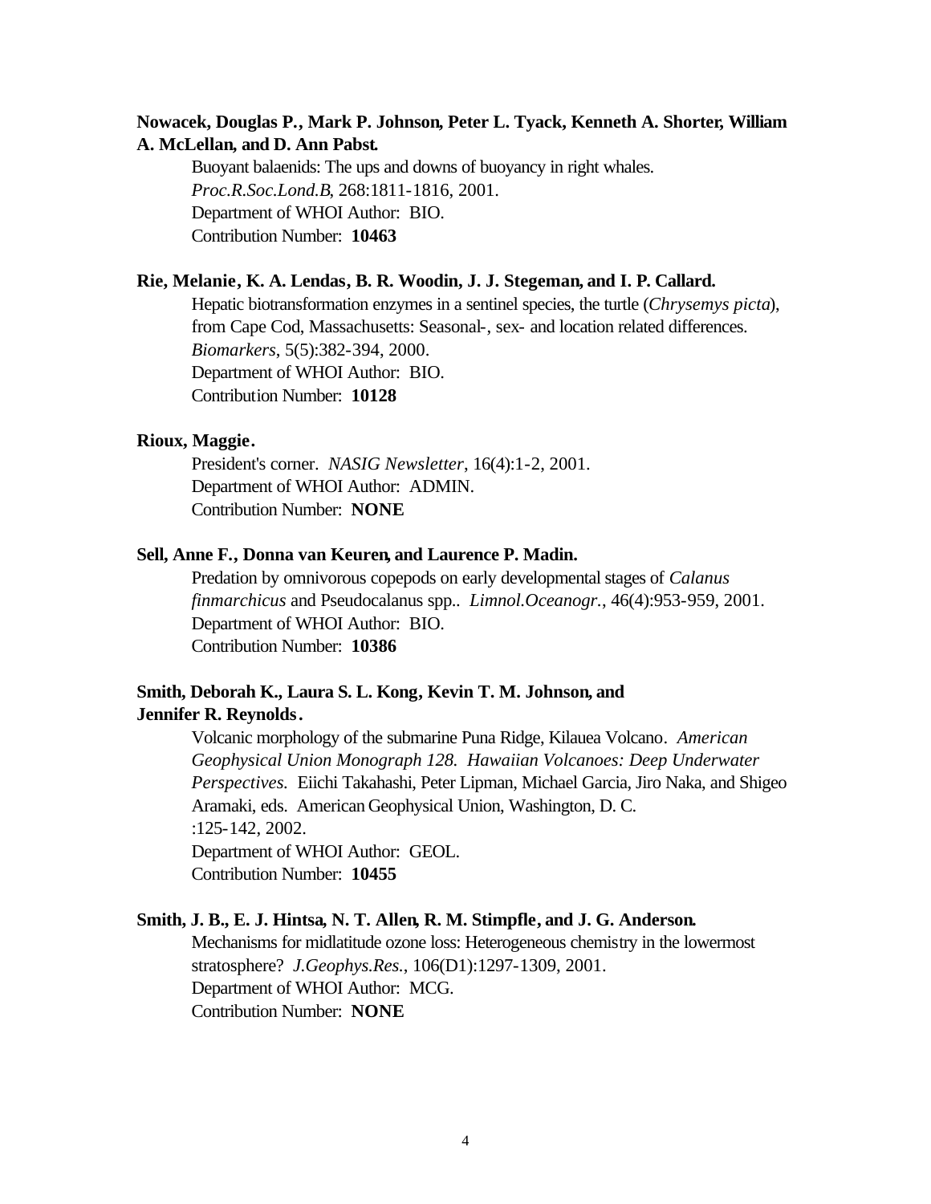**Nowacek, Douglas P., Mark P. Johnson, Peter L. Tyack, Kenneth A. Shorter, William A. McLellan, and D. Ann Pabst.**

Buoyant balaenids: The ups and downs of buoyancy in right whales.
*Proc.R.Soc.Lond.B*, 268:1811-1816, 2001.
Department of WHOI Author: BIO.
Contribution Number: **10463**

**Rie, Melanie, K. A. Lendas, B. R. Woodin, J. J. Stegeman, and I. P. Callard.**

Hepatic biotransformation enzymes in a sentinel species, the turtle (*Chrysemys picta*), from Cape Cod, Massachusetts: Seasonal-, sex- and location related differences.
*Biomarkers*, 5(5):382-394, 2000.
Department of WHOI Author: BIO.
Contribution Number: **10128**

**Rioux, Maggie.**

President's corner. *NASIG Newsletter*, 16(4):1-2, 2001.
Department of WHOI Author: ADMIN.
Contribution Number: **NONE**

**Sell, Anne F., Donna van Keuren, and Laurence P. Madin.**

Predation by omnivorous copepods on early developmental stages of *Calanus finmarchicus* and Pseudocalanus spp.. *Limnol.Oceanogr.*, 46(4):953-959, 2001.
Department of WHOI Author: BIO.
Contribution Number: **10386**

**Smith, Deborah K., Laura S. L. Kong, Kevin T. M. Johnson, and Jennifer R. Reynolds.**

Volcanic morphology of the submarine Puna Ridge, Kilauea Volcano. *American Geophysical Union Monograph 128. Hawaiian Volcanoes: Deep Underwater Perspectives.* Eiichi Takahashi, Peter Lipman, Michael Garcia, Jiro Naka, and Shigeo Aramaki, eds. American Geophysical Union, Washington, D. C.
:125-142, 2002.
Department of WHOI Author: GEOL.
Contribution Number: **10455**

**Smith, J. B., E. J. Hintsa, N. T. Allen, R. M. Stimpfle, and J. G. Anderson.**

Mechanisms for midlatitude ozone loss: Heterogeneous chemistry in the lowermost stratosphere? *J.Geophys.Res.*, 106(D1):1297-1309, 2001.
Department of WHOI Author: MCG.
Contribution Number: **NONE**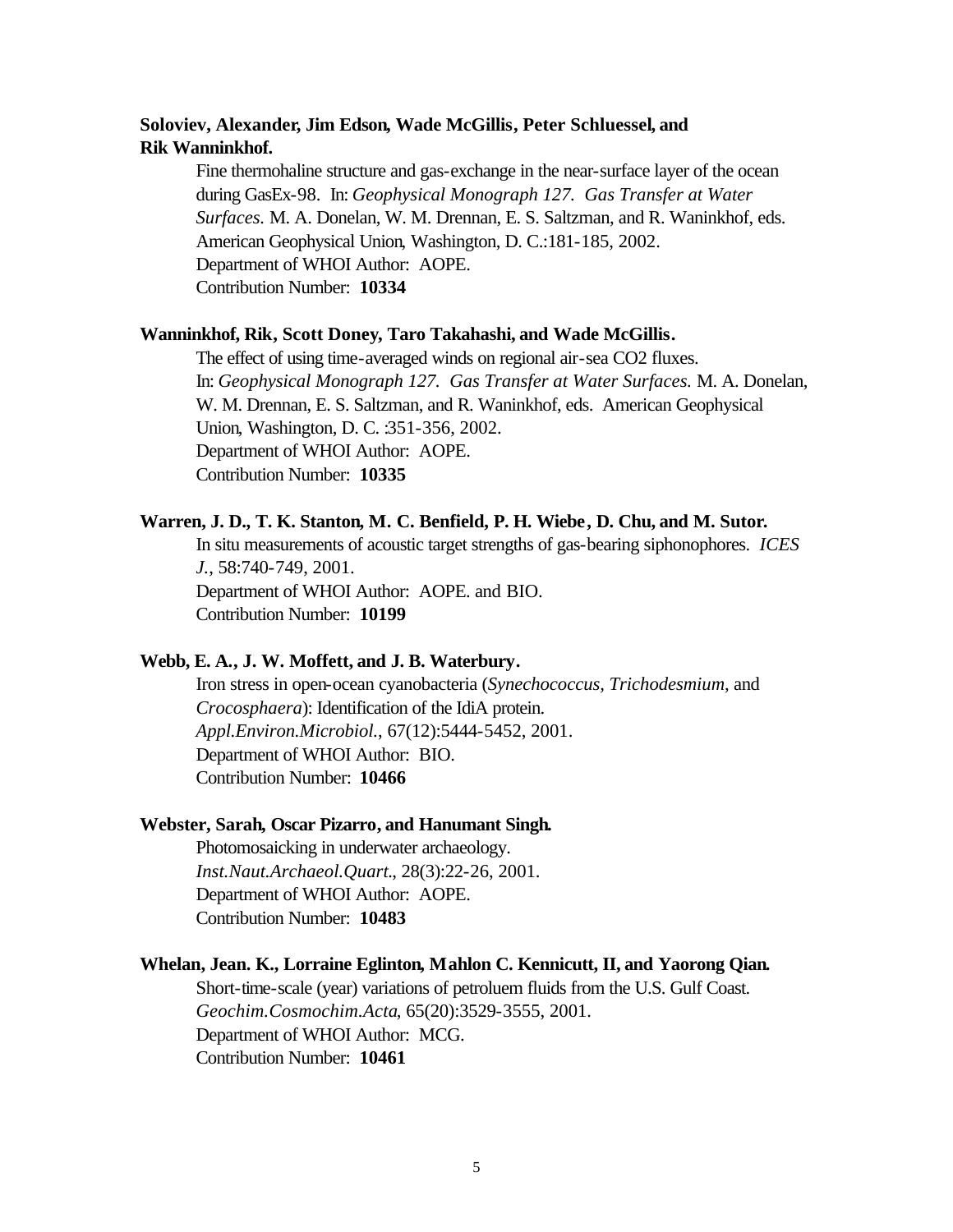**Soloviev, Alexander, Jim Edson, Wade McGillis, Peter Schluessel, and Rik Wanninkhof.**

Fine thermohaline structure and gas-exchange in the near-surface layer of the ocean during GasEx-98. In: *Geophysical Monograph 127. Gas Transfer at Water Surfaces.* M. A. Donelan, W. M. Drennan, E. S. Saltzman, and R. Waninkhof, eds. American Geophysical Union, Washington, D. C.:181-185, 2002.
Department of WHOI Author: AOPE.
Contribution Number: **10334**

**Wanninkhof, Rik, Scott Doney, Taro Takahashi, and Wade McGillis.**

The effect of using time-averaged winds on regional air-sea CO2 fluxes. In: *Geophysical Monograph 127. Gas Transfer at Water Surfaces.* M. A. Donelan, W. M. Drennan, E. S. Saltzman, and R. Waninkhof, eds. American Geophysical Union, Washington, D. C. :351-356, 2002.
Department of WHOI Author: AOPE.
Contribution Number: **10335**

**Warren, J. D., T. K. Stanton, M. C. Benfield, P. H. Wiebe, D. Chu, and M. Sutor.**

In situ measurements of acoustic target strengths of gas-bearing siphonophores. *ICES J.*, 58:740-749, 2001.
Department of WHOI Author: AOPE. and BIO.
Contribution Number: **10199**

**Webb, E. A., J. W. Moffett, and J. B. Waterbury.**

Iron stress in open-ocean cyanobacteria (*Synechococcus, Trichodesmium,* and *Crocosphaera*): Identification of the IdiA protein. *Appl.Environ.Microbiol.*, 67(12):5444-5452, 2001.
Department of WHOI Author: BIO.
Contribution Number: **10466**

**Webster, Sarah, Oscar Pizarro, and Hanumant Singh.**

Photomosaicking in underwater archaeology. *Inst.Naut.Archaeol.Quart.*, 28(3):22-26, 2001.
Department of WHOI Author: AOPE.
Contribution Number: **10483**

**Whelan, Jean. K., Lorraine Eglinton, Mahlon C. Kennicutt, II, and Yaorong Qian.**

Short-time-scale (year) variations of petroluem fluids from the U.S. Gulf Coast. *Geochim.Cosmochim.Acta*, 65(20):3529-3555, 2001.
Department of WHOI Author: MCG.
Contribution Number: **10461**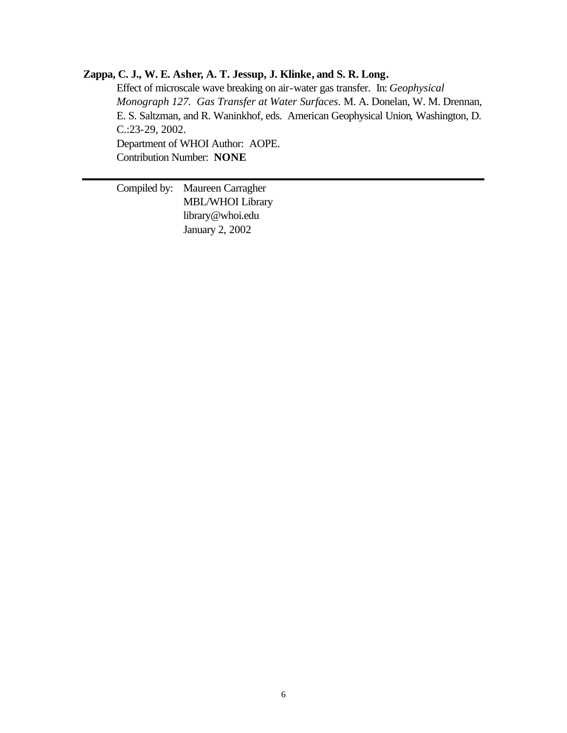**Zappa, C. J., W. E. Asher, A. T. Jessup, J. Klinke, and S. R. Long.**

Effect of microscale wave breaking on air-water gas transfer. In: *Geophysical Monograph 127. Gas Transfer at Water Surfaces*. M. A. Donelan, W. M. Drennan, E. S. Saltzman, and R. Waninkhof, eds. American Geophysical Union, Washington, D. C.:23-29, 2002.

Department of WHOI Author: AOPE.

Contribution Number: **NONE**

---

Compiled by: Maureen Carragher
MBL/WHOI Library
library@whoi.edu
January 2, 2002